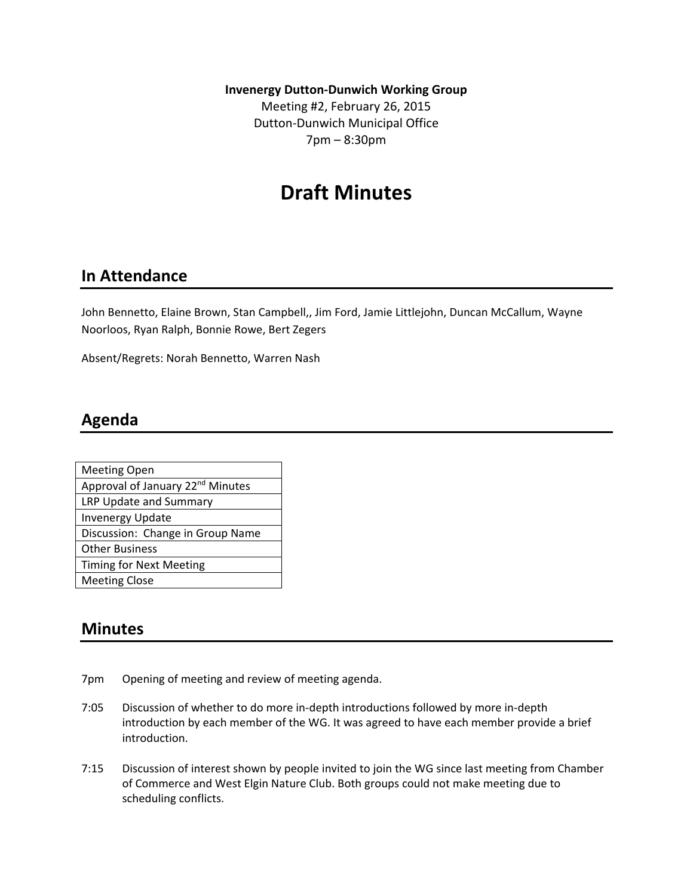**Invenergy Dutton-Dunwich Working Group**

Meeting #2, February 26, 2015

Dutton-Dunwich Municipal Office

7pm – 8:30pm

# Draft Minutes

## In Attendance

John Bennetto, Elaine Brown, Stan Campbell,, Jim Ford, Jamie Littlejohn, Duncan McCallum, Wayne Noorloos, Ryan Ralph, Bonnie Rowe, Bert Zegers

Absent/Regrets: Norah Bennetto, Warren Nash

## Agenda

| Agenda |
|---|
| Meeting Open |
| Approval of January 22nd Minutes |
| LRP Update and Summary |
| Invenergy Update |
| Discussion: Change in Group Name |
| Other Business |
| Timing for Next Meeting |
| Meeting Close |

## Minutes

7pm Opening of meeting and review of meeting agenda.

7:05 Discussion of whether to do more in-depth introductions followed by more in-depth introduction by each member of the WG. It was agreed to have each member provide a brief introduction.

7:15 Discussion of interest shown by people invited to join the WG since last meeting from Chamber of Commerce and West Elgin Nature Club. Both groups could not make meeting due to scheduling conflicts.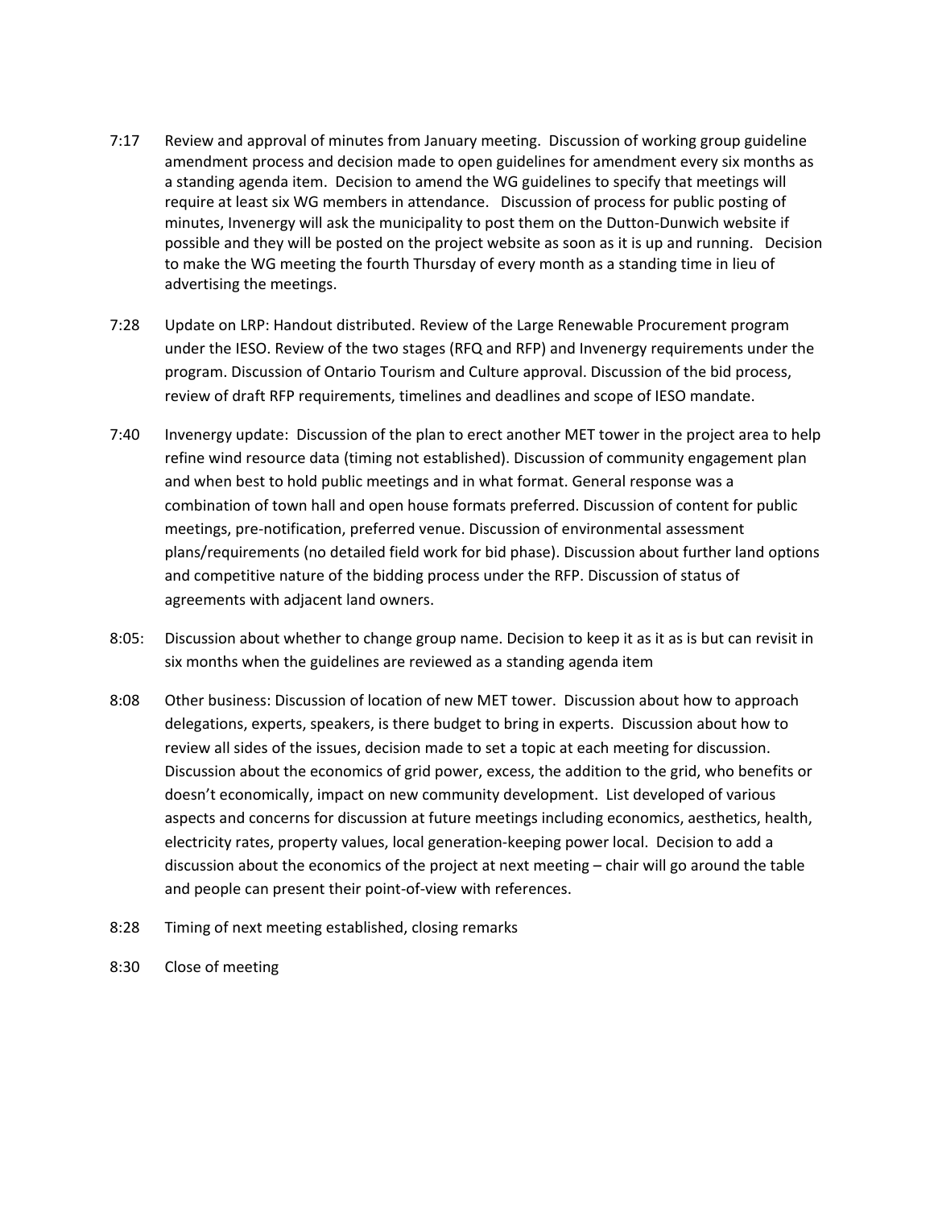7:17 Review and approval of minutes from January meeting. Discussion of working group guideline amendment process and decision made to open guidelines for amendment every six months as a standing agenda item. Decision to amend the WG guidelines to specify that meetings will require at least six WG members in attendance. Discussion of process for public posting of minutes, Invenergy will ask the municipality to post them on the Dutton-Dunwich website if possible and they will be posted on the project website as soon as it is up and running. Decision to make the WG meeting the fourth Thursday of every month as a standing time in lieu of advertising the meetings.

7:28 Update on LRP: Handout distributed. Review of the Large Renewable Procurement program under the IESO. Review of the two stages (RFQ and RFP) and Invenergy requirements under the program. Discussion of Ontario Tourism and Culture approval. Discussion of the bid process, review of draft RFP requirements, timelines and deadlines and scope of IESO mandate.

7:40 Invenergy update: Discussion of the plan to erect another MET tower in the project area to help refine wind resource data (timing not established). Discussion of community engagement plan and when best to hold public meetings and in what format. General response was a combination of town hall and open house formats preferred. Discussion of content for public meetings, pre-notification, preferred venue. Discussion of environmental assessment plans/requirements (no detailed field work for bid phase). Discussion about further land options and competitive nature of the bidding process under the RFP. Discussion of status of agreements with adjacent land owners.

8:05: Discussion about whether to change group name. Decision to keep it as it as is but can revisit in six months when the guidelines are reviewed as a standing agenda item

8:08 Other business: Discussion of location of new MET tower. Discussion about how to approach delegations, experts, speakers, is there budget to bring in experts. Discussion about how to review all sides of the issues, decision made to set a topic at each meeting for discussion. Discussion about the economics of grid power, excess, the addition to the grid, who benefits or doesn't economically, impact on new community development. List developed of various aspects and concerns for discussion at future meetings including economics, aesthetics, health, electricity rates, property values, local generation-keeping power local. Decision to add a discussion about the economics of the project at next meeting – chair will go around the table and people can present their point-of-view with references.

8:28 Timing of next meeting established, closing remarks

8:30 Close of meeting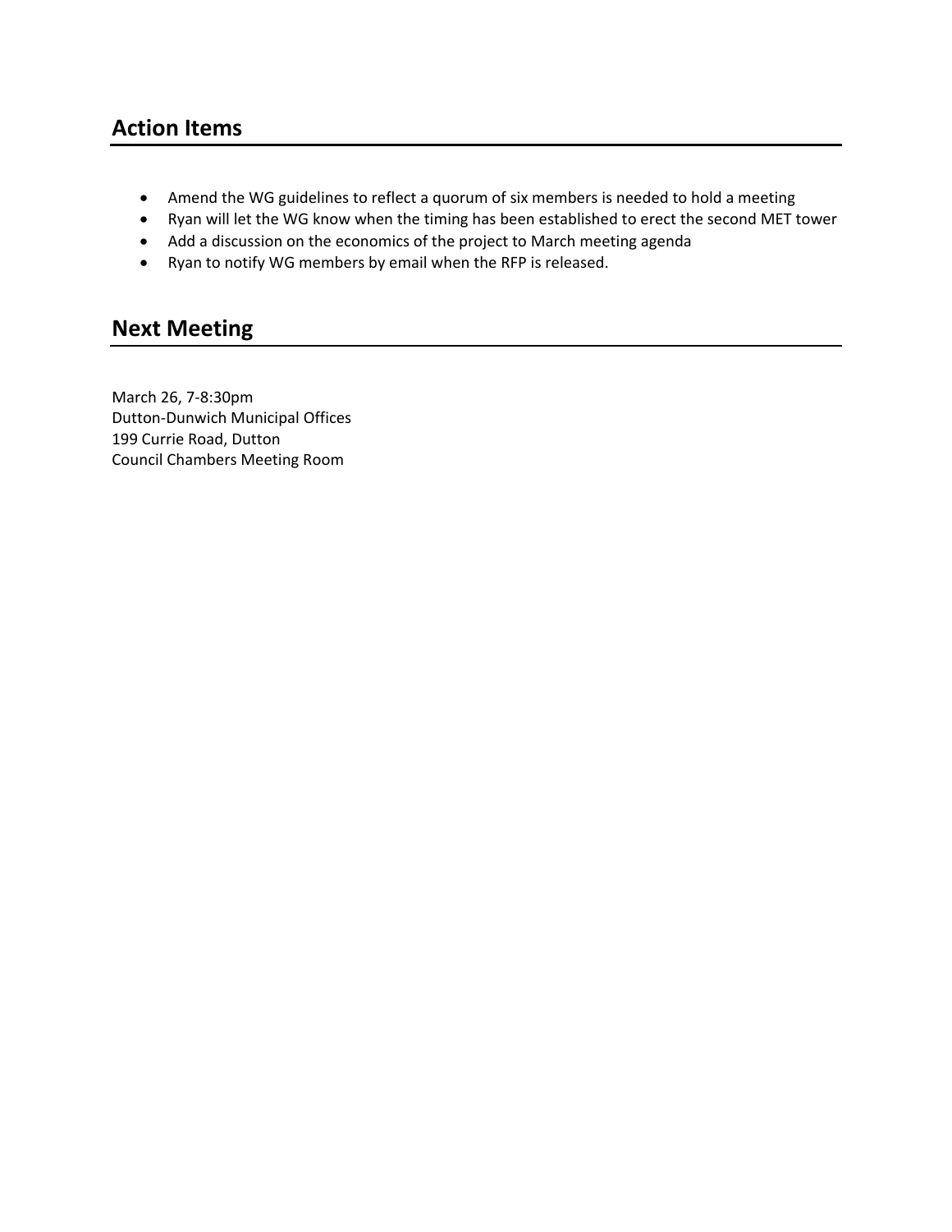## Action Items

- Amend the WG guidelines to reflect a quorum of six members is needed to hold a meeting
- Ryan will let the WG know when the timing has been established to erect the second MET tower
- Add a discussion on the economics of the project to March meeting agenda
- Ryan to notify WG members by email when the RFP is released.

## Next Meeting

March 26, 7-8:30pm
Dutton-Dunwich Municipal Offices
199 Currie Road, Dutton
Council Chambers Meeting Room